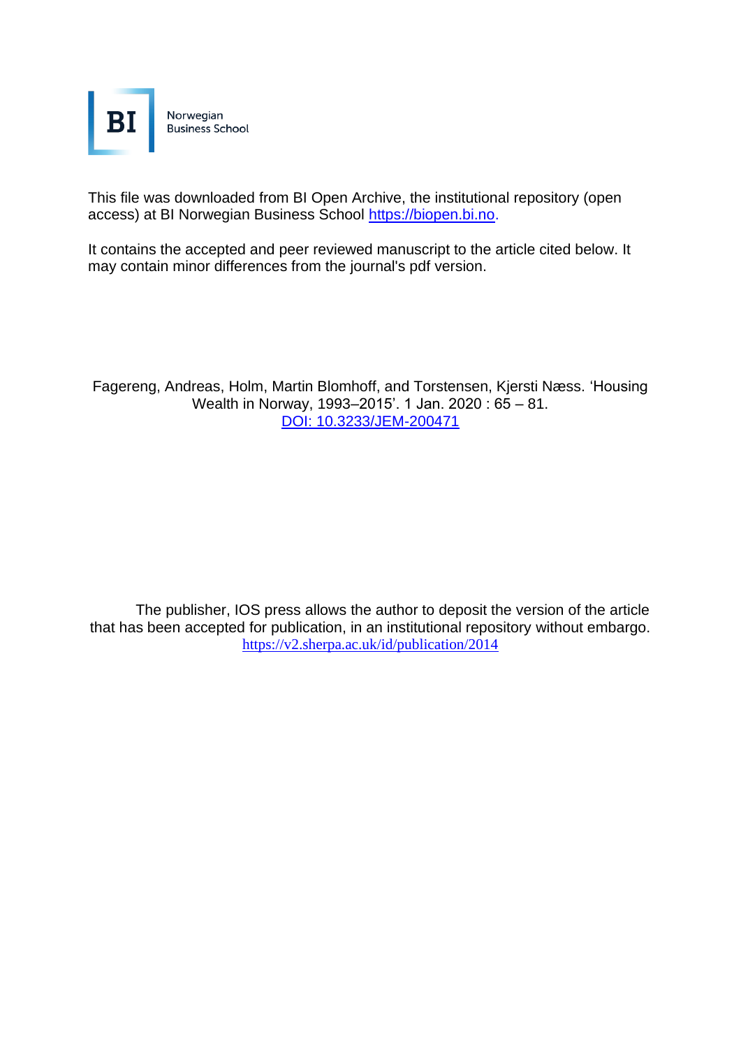BI Norwegian Business School

This file was downloaded from BI Open Archive, the institutional repository (open access) at BI Norwegian Business School [https://biopen.bi.no](https://biopen.bi.no).

It contains the accepted and peer reviewed manuscript to the article cited below. It may contain minor differences from the journal's pdf version.

Fagereng, Andreas, Holm, Martin Blomhoff, and Torstensen, Kjersti Næss. 'Housing Wealth in Norway, 1993–2015'. 1 Jan. 2020 : 65 – 81. [DOI: 10.3233/JEM-200471](https://doi.org/10.3233/JEM-200471)

The publisher, IOS press allows the author to deposit the version of the article that has been accepted for publication, in an institutional repository without embargo. [https://v2.sherpa.ac.uk/id/publication/2014](https://v2.sherpa.ac.uk/id/publication/2014)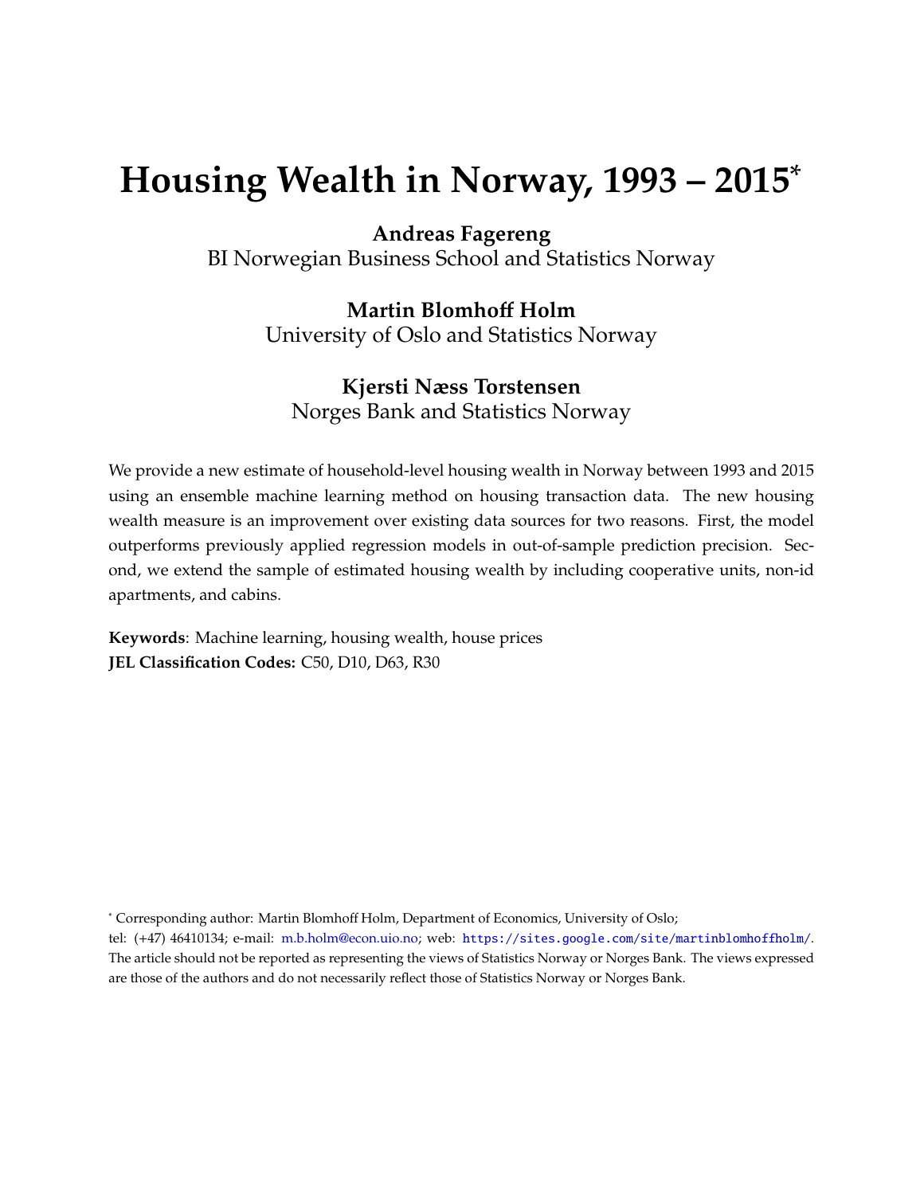# Housing Wealth in Norway, 1993 – 2015*

**Andreas Fagereng**
BI Norwegian Business School and Statistics Norway

**Martin Blomhoff Holm**
University of Oslo and Statistics Norway

**Kjersti Næss Torstensen**
Norges Bank and Statistics Norway

We provide a new estimate of household-level housing wealth in Norway between 1993 and 2015 using an ensemble machine learning method on housing transaction data. The new housing wealth measure is an improvement over existing data sources for two reasons. First, the model outperforms previously applied regression models in out-of-sample prediction precision. Second, we extend the sample of estimated housing wealth by including cooperative units, non-id apartments, and cabins.

**Keywords**: Machine learning, housing wealth, house prices
**JEL Classification Codes:** C50, D10, D63, R30

* Corresponding author: Martin Blomhoff Holm, Department of Economics, University of Oslo;
tel: (+47) 46410134; e-mail: m.b.holm@econ.uio.no; web: https://sites.google.com/site/martinblomhoffholm/.
The article should not be reported as representing the views of Statistics Norway or Norges Bank. The views expressed are those of the authors and do not necessarily reflect those of Statistics Norway or Norges Bank.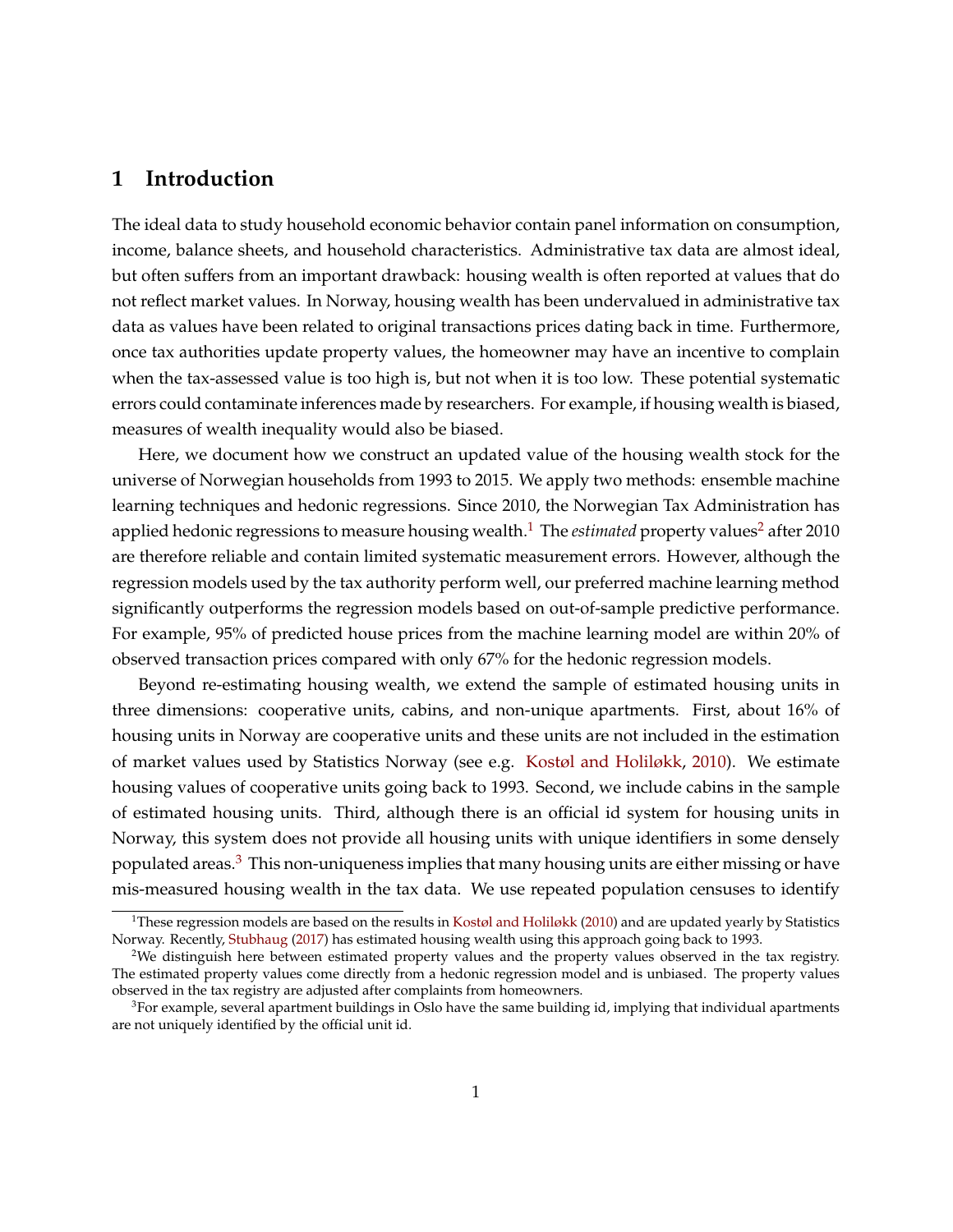# 1 Introduction

The ideal data to study household economic behavior contain panel information on consumption, income, balance sheets, and household characteristics. Administrative tax data are almost ideal, but often suffers from an important drawback: housing wealth is often reported at values that do not reflect market values. In Norway, housing wealth has been undervalued in administrative tax data as values have been related to original transactions prices dating back in time. Furthermore, once tax authorities update property values, the homeowner may have an incentive to complain when the tax-assessed value is too high is, but not when it is too low. These potential systematic errors could contaminate inferences made by researchers. For example, if housing wealth is biased, measures of wealth inequality would also be biased.

Here, we document how we construct an updated value of the housing wealth stock for the universe of Norwegian households from 1993 to 2015. We apply two methods: ensemble machine learning techniques and hedonic regressions. Since 2010, the Norwegian Tax Administration has applied hedonic regressions to measure housing wealth.[1] The *estimated* property values[2] after 2010 are therefore reliable and contain limited systematic measurement errors. However, although the regression models used by the tax authority perform well, our preferred machine learning method significantly outperforms the regression models based on out-of-sample predictive performance. For example, 95% of predicted house prices from the machine learning model are within 20% of observed transaction prices compared with only 67% for the hedonic regression models.

Beyond re-estimating housing wealth, we extend the sample of estimated housing units in three dimensions: cooperative units, cabins, and non-unique apartments. First, about 16% of housing units in Norway are cooperative units and these units are not included in the estimation of market values used by Statistics Norway (see e.g. Kostøl and Holiløkk, 2010). We estimate housing values of cooperative units going back to 1993. Second, we include cabins in the sample of estimated housing units. Third, although there is an official id system for housing units in Norway, this system does not provide all housing units with unique identifiers in some densely populated areas.[3] This non-uniqueness implies that many housing units are either missing or have mis-measured housing wealth in the tax data. We use repeated population censuses to identify

[1] These regression models are based on the results in Kostøl and Holiløkk (2010) and are updated yearly by Statistics Norway. Recently, Stubhaug (2017) has estimated housing wealth using this approach going back to 1993.

[2] We distinguish here between estimated property values and the property values observed in the tax registry. The estimated property values come directly from a hedonic regression model and is unbiased. The property values observed in the tax registry are adjusted after complaints from homeowners.

[3] For example, several apartment buildings in Oslo have the same building id, implying that individual apartments are not uniquely identified by the official unit id.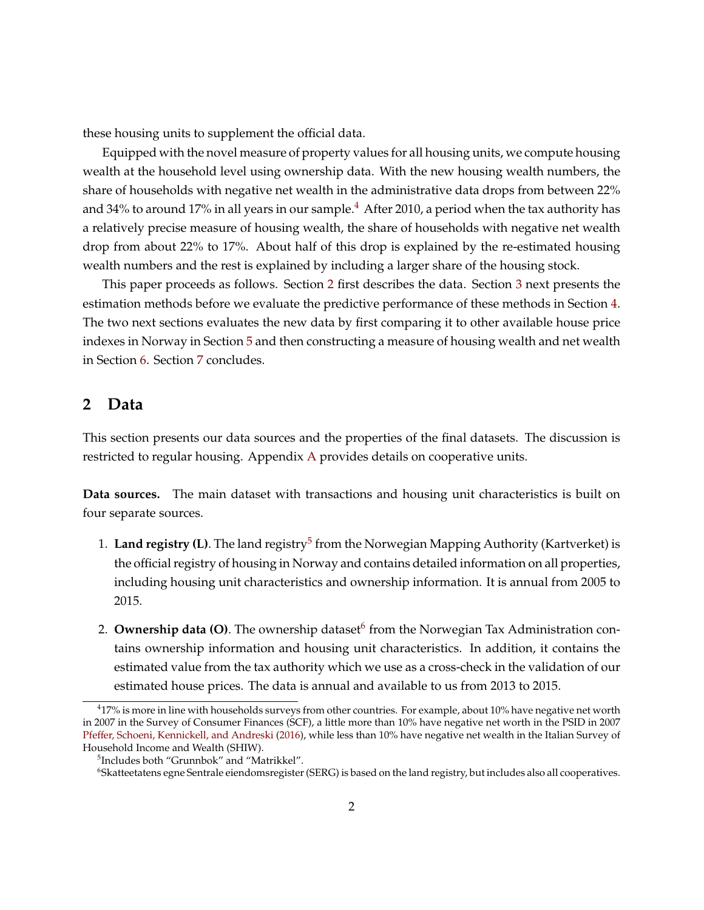these housing units to supplement the official data.

Equipped with the novel measure of property values for all housing units, we compute housing wealth at the household level using ownership data. With the new housing wealth numbers, the share of households with negative net wealth in the administrative data drops from between 22% and 34% to around 17% in all years in our sample.[4] After 2010, a period when the tax authority has a relatively precise measure of housing wealth, the share of households with negative net wealth drop from about 22% to 17%. About half of this drop is explained by the re-estimated housing wealth numbers and the rest is explained by including a larger share of the housing stock.

This paper proceeds as follows. Section 2 first describes the data. Section 3 next presents the estimation methods before we evaluate the predictive performance of these methods in Section 4. The two next sections evaluates the new data by first comparing it to other available house price indexes in Norway in Section 5 and then constructing a measure of housing wealth and net wealth in Section 6. Section 7 concludes.

## 2 Data

This section presents our data sources and the properties of the final datasets. The discussion is restricted to regular housing. Appendix A provides details on cooperative units.

**Data sources.** The main dataset with transactions and housing unit characteristics is built on four separate sources.

1. **Land registry (L)**. The land registry[5] from the Norwegian Mapping Authority (Kartverket) is the official registry of housing in Norway and contains detailed information on all properties, including housing unit characteristics and ownership information. It is annual from 2005 to 2015.

2. **Ownership data (O)**. The ownership dataset[6] from the Norwegian Tax Administration contains ownership information and housing unit characteristics. In addition, it contains the estimated value from the tax authority which we use as a cross-check in the validation of our estimated house prices. The data is annual and available to us from 2013 to 2015.

---

[4] 17% is more in line with households surveys from other countries. For example, about 10% have negative net worth in 2007 in the Survey of Consumer Finances (SCF), a little more than 10% have negative net worth in the PSID in 2007 Pfeffer, Schoeni, Kennickell, and Andreski (2016), while less than 10% have negative net wealth in the Italian Survey of Household Income and Wealth (SHIW).

[5] Includes both "Grunnbok" and "Matrikkel".

[6] Skatteetatens egne Sentrale eiendomsregister (SERG) is based on the land registry, but includes also all cooperatives.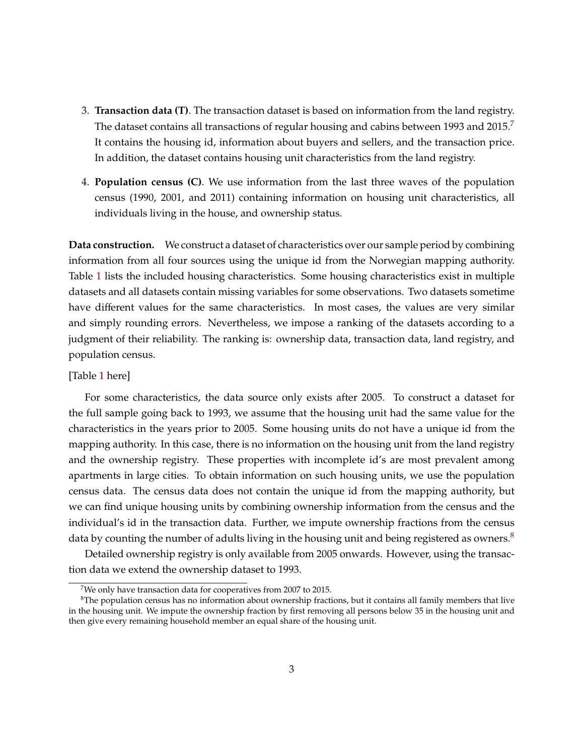3. **Transaction data (T)**. The transaction dataset is based on information from the land registry. The dataset contains all transactions of regular housing and cabins between 1993 and 2015.[7] It contains the housing id, information about buyers and sellers, and the transaction price. In addition, the dataset contains housing unit characteristics from the land registry.

4. **Population census (C)**. We use information from the last three waves of the population census (1990, 2001, and 2011) containing information on housing unit characteristics, all individuals living in the house, and ownership status.

**Data construction.** We construct a dataset of characteristics over our sample period by combining information from all four sources using the unique id from the Norwegian mapping authority. Table 1 lists the included housing characteristics. Some housing characteristics exist in multiple datasets and all datasets contain missing variables for some observations. Two datasets sometime have different values for the same characteristics. In most cases, the values are very similar and simply rounding errors. Nevertheless, we impose a ranking of the datasets according to a judgment of their reliability. The ranking is: ownership data, transaction data, land registry, and population census.

[Table 1 here]

For some characteristics, the data source only exists after 2005. To construct a dataset for the full sample going back to 1993, we assume that the housing unit had the same value for the characteristics in the years prior to 2005. Some housing units do not have a unique id from the mapping authority. In this case, there is no information on the housing unit from the land registry and the ownership registry. These properties with incomplete id's are most prevalent among apartments in large cities. To obtain information on such housing units, we use the population census data. The census data does not contain the unique id from the mapping authority, but we can find unique housing units by combining ownership information from the census and the individual's id in the transaction data. Further, we impute ownership fractions from the census data by counting the number of adults living in the housing unit and being registered as owners.[8]

Detailed ownership registry is only available from 2005 onwards. However, using the transaction data we extend the ownership dataset to 1993.

[7] We only have transaction data for cooperatives from 2007 to 2015.

[8] The population census has no information about ownership fractions, but it contains all family members that live in the housing unit. We impute the ownership fraction by first removing all persons below 35 in the housing unit and then give every remaining household member an equal share of the housing unit.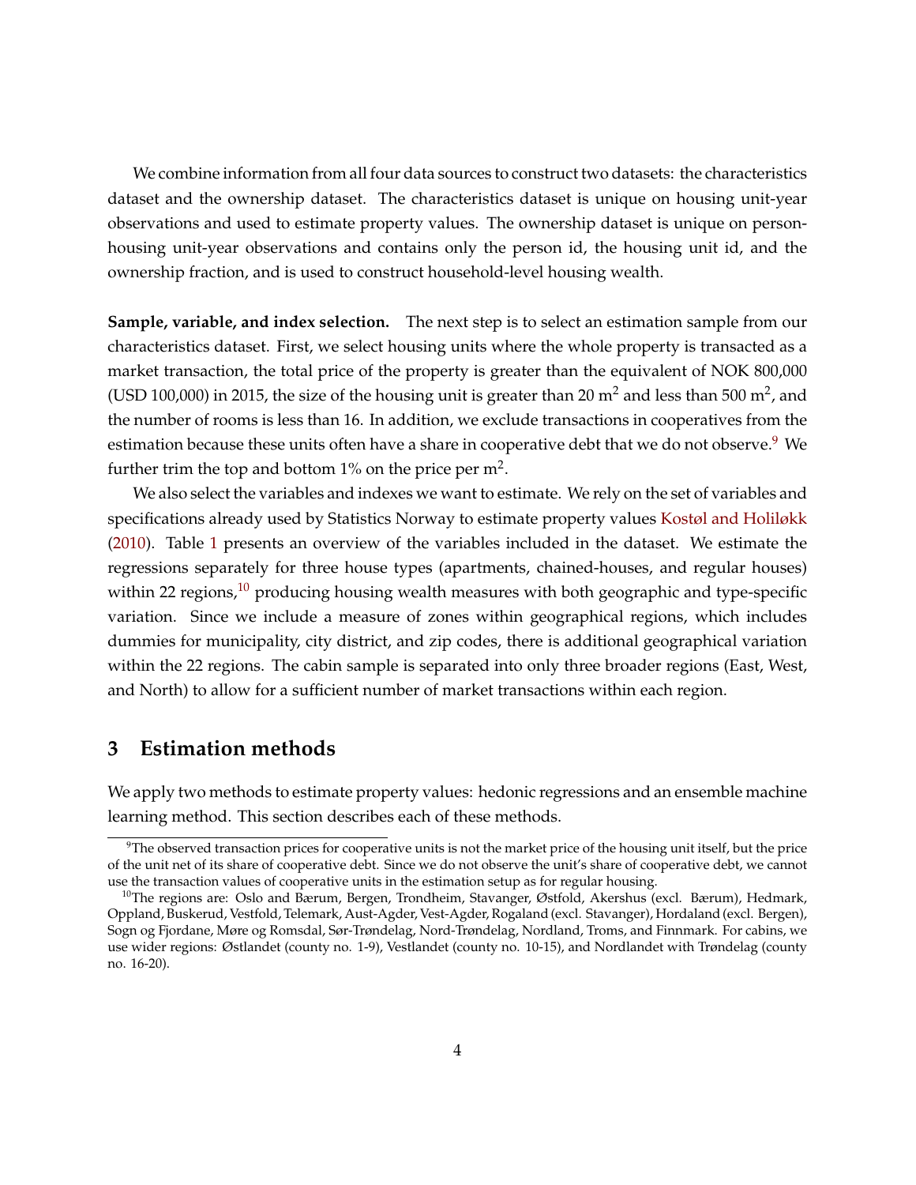We combine information from all four data sources to construct two datasets: the characteristics dataset and the ownership dataset. The characteristics dataset is unique on housing unit-year observations and used to estimate property values. The ownership dataset is unique on person-housing unit-year observations and contains only the person id, the housing unit id, and the ownership fraction, and is used to construct household-level housing wealth.

**Sample, variable, and index selection.** The next step is to select an estimation sample from our characteristics dataset. First, we select housing units where the whole property is transacted as a market transaction, the total price of the property is greater than the equivalent of NOK 800,000 (USD 100,000) in 2015, the size of the housing unit is greater than 20 $m^2$ and less than 500 $m^2$, and the number of rooms is less than 16. In addition, we exclude transactions in cooperatives from the estimation because these units often have a share in cooperative debt that we do not observe.[9] We further trim the top and bottom 1% on the price per $m^2$.

We also select the variables and indexes we want to estimate. We rely on the set of variables and specifications already used by Statistics Norway to estimate property values Kostøl and Holiløkk (2010). Table 1 presents an overview of the variables included in the dataset. We estimate the regressions separately for three house types (apartments, chained-houses, and regular houses) within 22 regions,[10] producing housing wealth measures with both geographic and type-specific variation. Since we include a measure of zones within geographical regions, which includes dummies for municipality, city district, and zip codes, there is additional geographical variation within the 22 regions. The cabin sample is separated into only three broader regions (East, West, and North) to allow for a sufficient number of market transactions within each region.

## 3 Estimation methods

We apply two methods to estimate property values: hedonic regressions and an ensemble machine learning method. This section describes each of these methods.

[9] The observed transaction prices for cooperative units is not the market price of the housing unit itself, but the price of the unit net of its share of cooperative debt. Since we do not observe the unit's share of cooperative debt, we cannot use the transaction values of cooperative units in the estimation setup as for regular housing.

[10] The regions are: Oslo and Bærum, Bergen, Trondheim, Stavanger, Østfold, Akershus (excl. Bærum), Hedmark, Oppland, Buskerud, Vestfold, Telemark, Aust-Agder, Vest-Agder, Rogaland (excl. Stavanger), Hordaland (excl. Bergen), Sogn og Fjordane, Møre og Romsdal, Sør-Trøndelag, Nord-Trøndelag, Nordland, Troms, and Finnmark. For cabins, we use wider regions: Østlandet (county no. 1-9), Vestlandet (county no. 10-15), and Nordlandet with Trøndelag (county no. 16-20).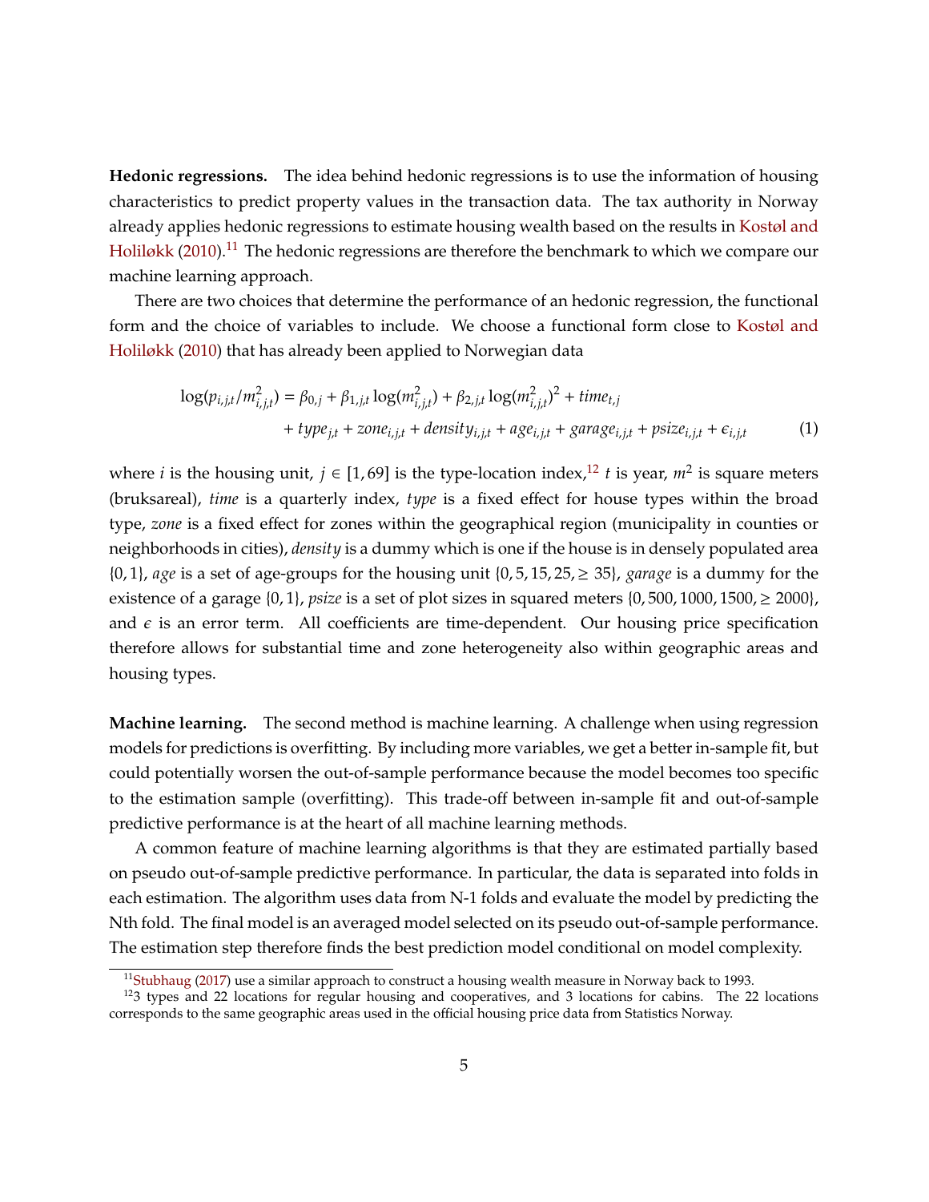**Hedonic regressions.** The idea behind hedonic regressions is to use the information of housing characteristics to predict property values in the transaction data. The tax authority in Norway already applies hedonic regressions to estimate housing wealth based on the results in Kostøl and Holiløkk (2010).[11] The hedonic regressions are therefore the benchmark to which we compare our machine learning approach.

There are two choices that determine the performance of an hedonic regression, the functional form and the choice of variables to include. We choose a functional form close to Kostøl and Holiløkk (2010) that has already been applied to Norwegian data

$$
\begin{aligned}
\log(p_{i,j,t}/m^2_{i,j,t}) &= \beta_{0,j} + \beta_{1,j,t}\log(m^2_{i,j,t}) + \beta_{2,j,t}\log(m^2_{i,j,t})^2 + time_{t,j} \\
&\quad + type_{j,t} + zone_{i,j,t} + density_{i,j,t} + age_{i,j,t} + garage_{i,j,t} + psize_{i,j,t} + \epsilon_{i,j,t}
\end{aligned}
\tag{1}
$$

where $i$ is the housing unit, $j \in [1, 69]$ is the type-location index,[12] $t$ is year, $m^2$ is square meters (bruksareal), *time* is a quarterly index, *type* is a fixed effect for house types within the broad type, *zone* is a fixed effect for zones within the geographical region (municipality in counties or neighborhoods in cities), *density* is a dummy which is one if the house is in densely populated area $\{0, 1\}$, *age* is a set of age-groups for the housing unit $\{0, 5, 15, 25, \geq 35\}$, *garage* is a dummy for the existence of a garage $\{0, 1\}$, *psize* is a set of plot sizes in squared meters $\{0, 500, 1000, 1500, \geq 2000\}$, and $\epsilon$ is an error term. All coefficients are time-dependent. Our housing price specification therefore allows for substantial time and zone heterogeneity also within geographic areas and housing types.

**Machine learning.** The second method is machine learning. A challenge when using regression models for predictions is overfitting. By including more variables, we get a better in-sample fit, but could potentially worsen the out-of-sample performance because the model becomes too specific to the estimation sample (overfitting). This trade-off between in-sample fit and out-of-sample predictive performance is at the heart of all machine learning methods.

A common feature of machine learning algorithms is that they are estimated partially based on pseudo out-of-sample predictive performance. In particular, the data is separated into folds in each estimation. The algorithm uses data from N-1 folds and evaluate the model by predicting the Nth fold. The final model is an averaged model selected on its pseudo out-of-sample performance. The estimation step therefore finds the best prediction model conditional on model complexity.

[11] Stubhaug (2017) use a similar approach to construct a housing wealth measure in Norway back to 1993.

[12] 3 types and 22 locations for regular housing and cooperatives, and 3 locations for cabins. The 22 locations corresponds to the same geographic areas used in the official housing price data from Statistics Norway.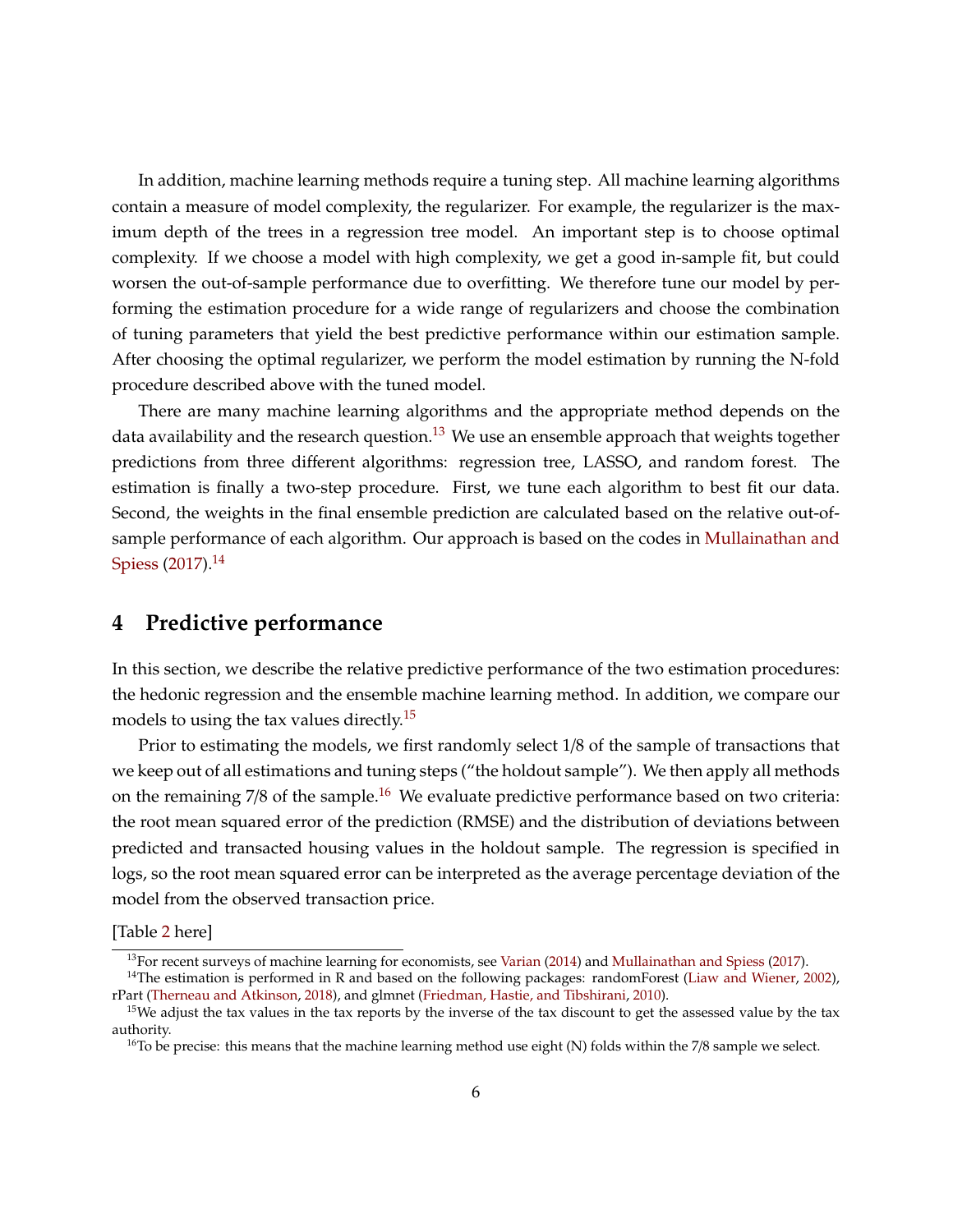In addition, machine learning methods require a tuning step. All machine learning algorithms contain a measure of model complexity, the regularizer. For example, the regularizer is the maximum depth of the trees in a regression tree model. An important step is to choose optimal complexity. If we choose a model with high complexity, we get a good in-sample fit, but could worsen the out-of-sample performance due to overfitting. We therefore tune our model by performing the estimation procedure for a wide range of regularizers and choose the combination of tuning parameters that yield the best predictive performance within our estimation sample. After choosing the optimal regularizer, we perform the model estimation by running the N-fold procedure described above with the tuned model.

There are many machine learning algorithms and the appropriate method depends on the data availability and the research question.[13] We use an ensemble approach that weights together predictions from three different algorithms: regression tree, LASSO, and random forest. The estimation is finally a two-step procedure. First, we tune each algorithm to best fit our data. Second, the weights in the final ensemble prediction are calculated based on the relative out-of-sample performance of each algorithm. Our approach is based on the codes in Mullainathan and Spiess (2017).[14]

## 4 Predictive performance

In this section, we describe the relative predictive performance of the two estimation procedures: the hedonic regression and the ensemble machine learning method. In addition, we compare our models to using the tax values directly.[15]

Prior to estimating the models, we first randomly select 1/8 of the sample of transactions that we keep out of all estimations and tuning steps ("the holdout sample"). We then apply all methods on the remaining 7/8 of the sample.[16] We evaluate predictive performance based on two criteria: the root mean squared error of the prediction (RMSE) and the distribution of deviations between predicted and transacted housing values in the holdout sample. The regression is specified in logs, so the root mean squared error can be interpreted as the average percentage deviation of the model from the observed transaction price.

[Table 2 here]

---

[13] For recent surveys of machine learning for economists, see Varian (2014) and Mullainathan and Spiess (2017).

[14] The estimation is performed in R and based on the following packages: randomForest (Liaw and Wiener, 2002), rPart (Therneau and Atkinson, 2018), and glmnet (Friedman, Hastie, and Tibshirani, 2010).

[15] We adjust the tax values in the tax reports by the inverse of the tax discount to get the assessed value by the tax authority.

[16] To be precise: this means that the machine learning method use eight (N) folds within the 7/8 sample we select.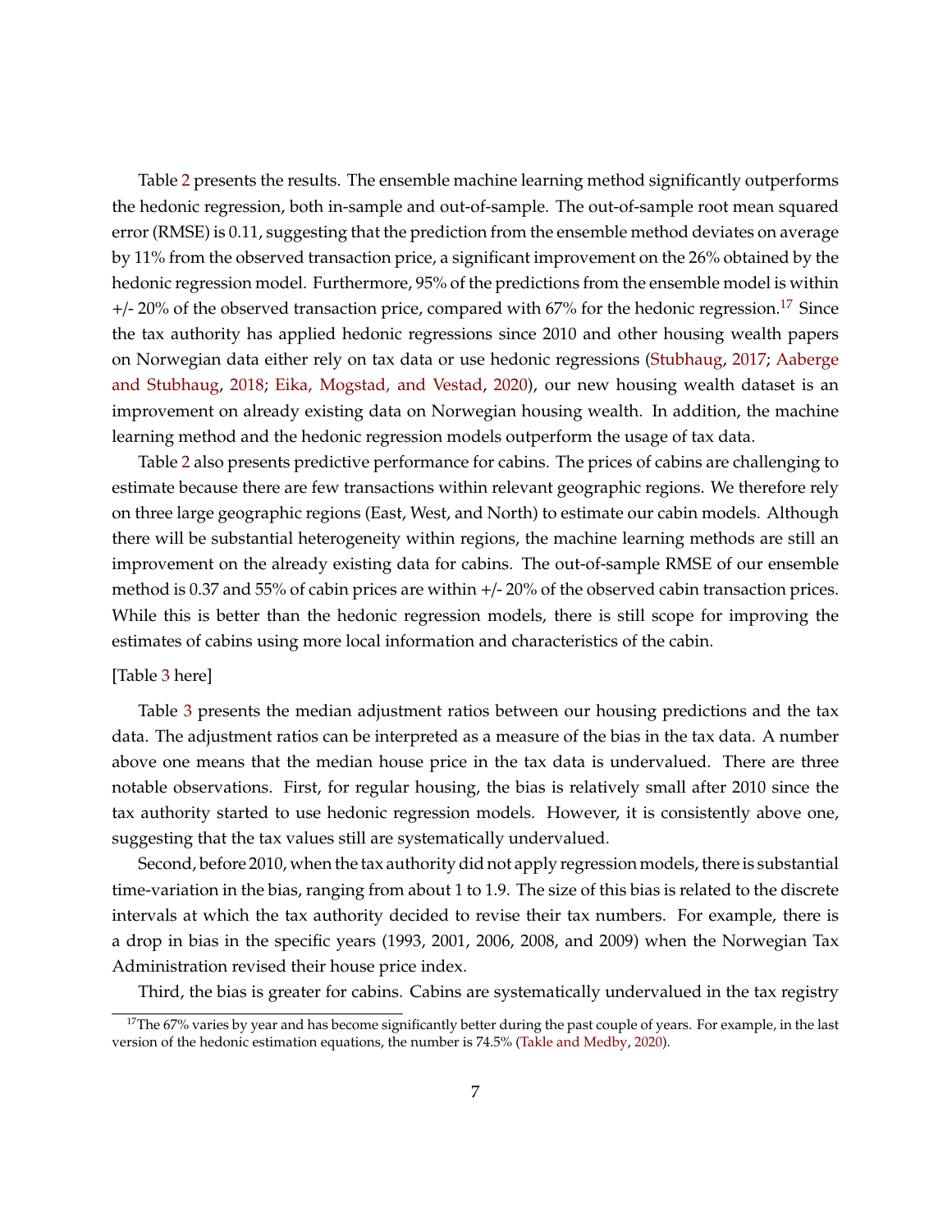Table 2 presents the results. The ensemble machine learning method significantly outperforms the hedonic regression, both in-sample and out-of-sample. The out-of-sample root mean squared error (RMSE) is 0.11, suggesting that the prediction from the ensemble method deviates on average by 11% from the observed transaction price, a significant improvement on the 26% obtained by the hedonic regression model. Furthermore, 95% of the predictions from the ensemble model is within +/- 20% of the observed transaction price, compared with 67% for the hedonic regression.[17] Since the tax authority has applied hedonic regressions since 2010 and other housing wealth papers on Norwegian data either rely on tax data or use hedonic regressions (Stubhaug, 2017; Aaberge and Stubhaug, 2018; Eika, Mogstad, and Vestad, 2020), our new housing wealth dataset is an improvement on already existing data on Norwegian housing wealth. In addition, the machine learning method and the hedonic regression models outperform the usage of tax data.

Table 2 also presents predictive performance for cabins. The prices of cabins are challenging to estimate because there are few transactions within relevant geographic regions. We therefore rely on three large geographic regions (East, West, and North) to estimate our cabin models. Although there will be substantial heterogeneity within regions, the machine learning methods are still an improvement on the already existing data for cabins. The out-of-sample RMSE of our ensemble method is 0.37 and 55% of cabin prices are within +/- 20% of the observed cabin transaction prices. While this is better than the hedonic regression models, there is still scope for improving the estimates of cabins using more local information and characteristics of the cabin.

[Table 3 here]

Table 3 presents the median adjustment ratios between our housing predictions and the tax data. The adjustment ratios can be interpreted as a measure of the bias in the tax data. A number above one means that the median house price in the tax data is undervalued. There are three notable observations. First, for regular housing, the bias is relatively small after 2010 since the tax authority started to use hedonic regression models. However, it is consistently above one, suggesting that the tax values still are systematically undervalued.

Second, before 2010, when the tax authority did not apply regression models, there is substantial time-variation in the bias, ranging from about 1 to 1.9. The size of this bias is related to the discrete intervals at which the tax authority decided to revise their tax numbers. For example, there is a drop in bias in the specific years (1993, 2001, 2006, 2008, and 2009) when the Norwegian Tax Administration revised their house price index.

Third, the bias is greater for cabins. Cabins are systematically undervalued in the tax registry

[17] The 67% varies by year and has become significantly better during the past couple of years. For example, in the last version of the hedonic estimation equations, the number is 74.5% (Takle and Medby, 2020).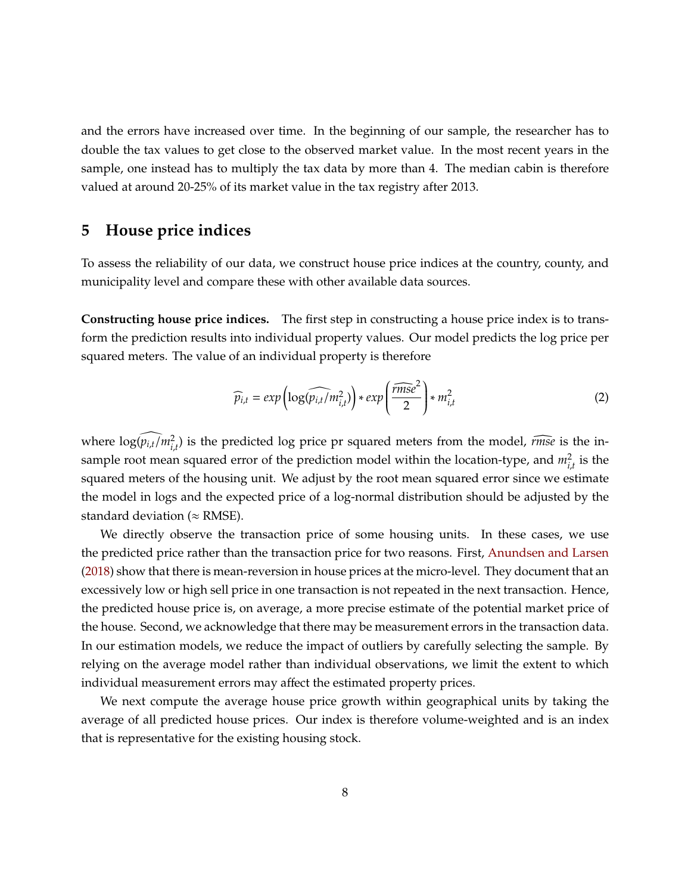and the errors have increased over time. In the beginning of our sample, the researcher has to double the tax values to get close to the observed market value. In the most recent years in the sample, one instead has to multiply the tax data by more than 4. The median cabin is therefore valued at around 20-25% of its market value in the tax registry after 2013.

## 5 House price indices

To assess the reliability of our data, we construct house price indices at the country, county, and municipality level and compare these with other available data sources.

**Constructing house price indices.** The first step in constructing a house price index is to transform the prediction results into individual property values. Our model predicts the log price per squared meters. The value of an individual property is therefore

$$\widehat{p}_{i,t} = exp\left(\widehat{\log(p_{i,t}/m^2_{i,t})}\right) * exp\left(\frac{\widehat{rmse}^2}{2}\right) * m^2_{i,t} \tag{2}$$

where $\widehat{\log(p_{i,t}/m^2_{i,t})}$ is the predicted log price pr squared meters from the model, $\widehat{rmse}$ is the in-sample root mean squared error of the prediction model within the location-type, and $m^2_{i,t}$ is the squared meters of the housing unit. We adjust by the root mean squared error since we estimate the model in logs and the expected price of a log-normal distribution should be adjusted by the standard deviation (≈ RMSE).

We directly observe the transaction price of some housing units. In these cases, we use the predicted price rather than the transaction price for two reasons. First, Anundsen and Larsen (2018) show that there is mean-reversion in house prices at the micro-level. They document that an excessively low or high sell price in one transaction is not repeated in the next transaction. Hence, the predicted house price is, on average, a more precise estimate of the potential market price of the house. Second, we acknowledge that there may be measurement errors in the transaction data. In our estimation models, we reduce the impact of outliers by carefully selecting the sample. By relying on the average model rather than individual observations, we limit the extent to which individual measurement errors may affect the estimated property prices.

We next compute the average house price growth within geographical units by taking the average of all predicted house prices. Our index is therefore volume-weighted and is an index that is representative for the existing housing stock.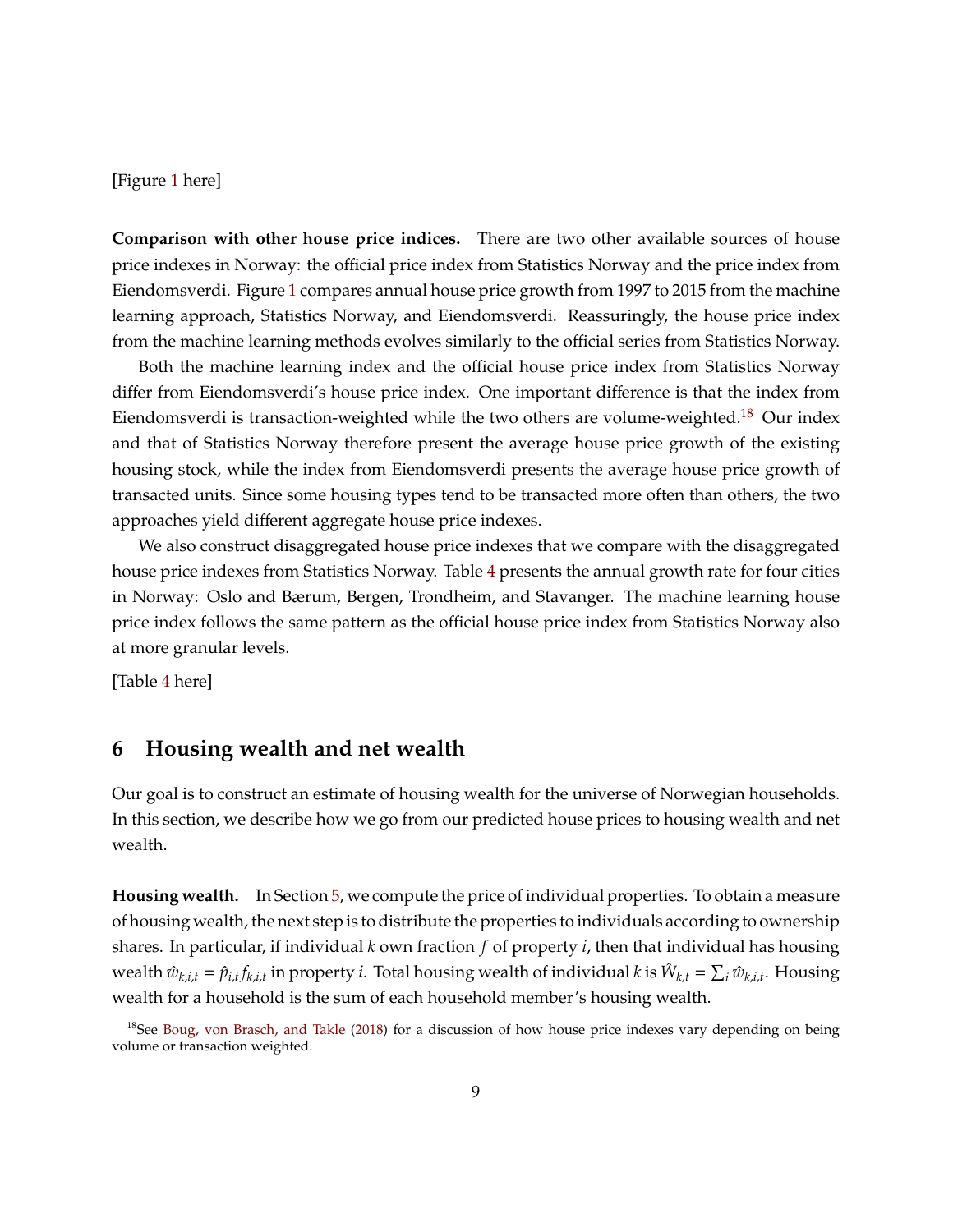[Figure 1 here]

**Comparison with other house price indices.** There are two other available sources of house price indexes in Norway: the official price index from Statistics Norway and the price index from Eiendomsverdi. Figure 1 compares annual house price growth from 1997 to 2015 from the machine learning approach, Statistics Norway, and Eiendomsverdi. Reassuringly, the house price index from the machine learning methods evolves similarly to the official series from Statistics Norway.

Both the machine learning index and the official house price index from Statistics Norway differ from Eiendomsverdi's house price index. One important difference is that the index from Eiendomsverdi is transaction-weighted while the two others are volume-weighted.[18] Our index and that of Statistics Norway therefore present the average house price growth of the existing housing stock, while the index from Eiendomsverdi presents the average house price growth of transacted units. Since some housing types tend to be transacted more often than others, the two approaches yield different aggregate house price indexes.

We also construct disaggregated house price indexes that we compare with the disaggregated house price indexes from Statistics Norway. Table 4 presents the annual growth rate for four cities in Norway: Oslo and Bærum, Bergen, Trondheim, and Stavanger. The machine learning house price index follows the same pattern as the official house price index from Statistics Norway also at more granular levels.

[Table 4 here]

## 6 Housing wealth and net wealth

Our goal is to construct an estimate of housing wealth for the universe of Norwegian households. In this section, we describe how we go from our predicted house prices to housing wealth and net wealth.

**Housing wealth.** In Section 5, we compute the price of individual properties. To obtain a measure of housing wealth, the next step is to distribute the properties to individuals according to ownership shares. In particular, if individual $k$ own fraction $f$ of property $i$, then that individual has housing wealth $\hat{w}_{k,i,t} = \hat{p}_{i,t} f_{k,i,t}$ in property $i$. Total housing wealth of individual $k$ is $\hat{W}_{k,t} = \sum_i \hat{w}_{k,i,t}$. Housing wealth for a household is the sum of each household member's housing wealth.

[18] See Boug, von Brasch, and Takle (2018) for a discussion of how house price indexes vary depending on being volume or transaction weighted.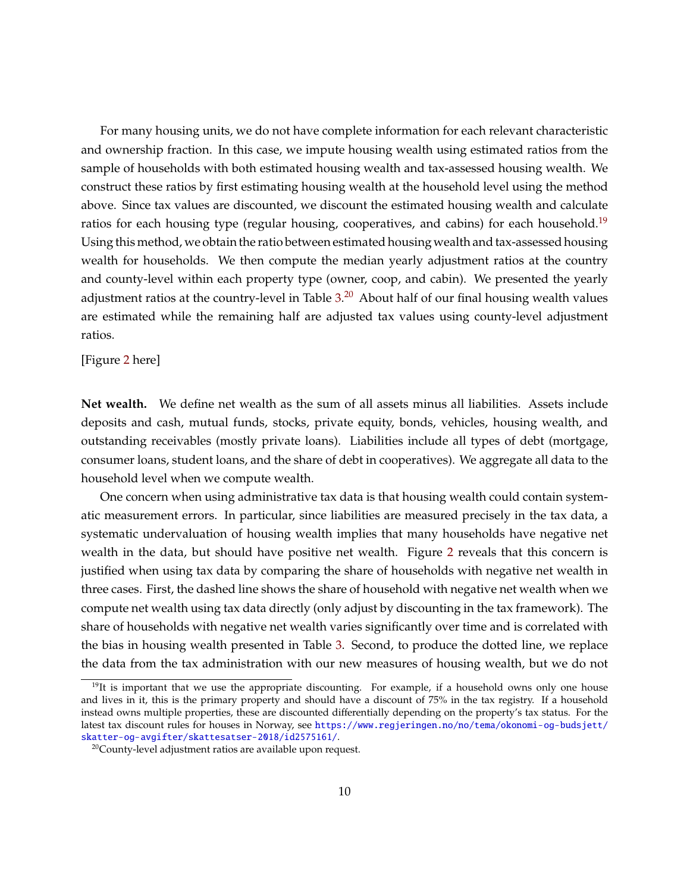For many housing units, we do not have complete information for each relevant characteristic and ownership fraction. In this case, we impute housing wealth using estimated ratios from the sample of households with both estimated housing wealth and tax-assessed housing wealth. We construct these ratios by first estimating housing wealth at the household level using the method above. Since tax values are discounted, we discount the estimated housing wealth and calculate ratios for each housing type (regular housing, cooperatives, and cabins) for each household.[19] Using this method, we obtain the ratio between estimated housing wealth and tax-assessed housing wealth for households. We then compute the median yearly adjustment ratios at the country and county-level within each property type (owner, coop, and cabin). We presented the yearly adjustment ratios at the country-level in Table 3.[20] About half of our final housing wealth values are estimated while the remaining half are adjusted tax values using county-level adjustment ratios.

[Figure 2 here]

**Net wealth.** We define net wealth as the sum of all assets minus all liabilities. Assets include deposits and cash, mutual funds, stocks, private equity, bonds, vehicles, housing wealth, and outstanding receivables (mostly private loans). Liabilities include all types of debt (mortgage, consumer loans, student loans, and the share of debt in cooperatives). We aggregate all data to the household level when we compute wealth.

One concern when using administrative tax data is that housing wealth could contain systematic measurement errors. In particular, since liabilities are measured precisely in the tax data, a systematic undervaluation of housing wealth implies that many households have negative net wealth in the data, but should have positive net wealth. Figure 2 reveals that this concern is justified when using tax data by comparing the share of households with negative net wealth in three cases. First, the dashed line shows the share of household with negative net wealth when we compute net wealth using tax data directly (only adjust by discounting in the tax framework). The share of households with negative net wealth varies significantly over time and is correlated with the bias in housing wealth presented in Table 3. Second, to produce the dotted line, we replace the data from the tax administration with our new measures of housing wealth, but we do not

[19] It is important that we use the appropriate discounting. For example, if a household owns only one house and lives in it, this is the primary property and should have a discount of 75% in the tax registry. If a household instead owns multiple properties, these are discounted differentially depending on the property's tax status. For the latest tax discount rules for houses in Norway, see https://www.regjeringen.no/no/tema/okonomi-og-budsjett/skatter-og-avgifter/skattesatser-2018/id2575161/.

[20] County-level adjustment ratios are available upon request.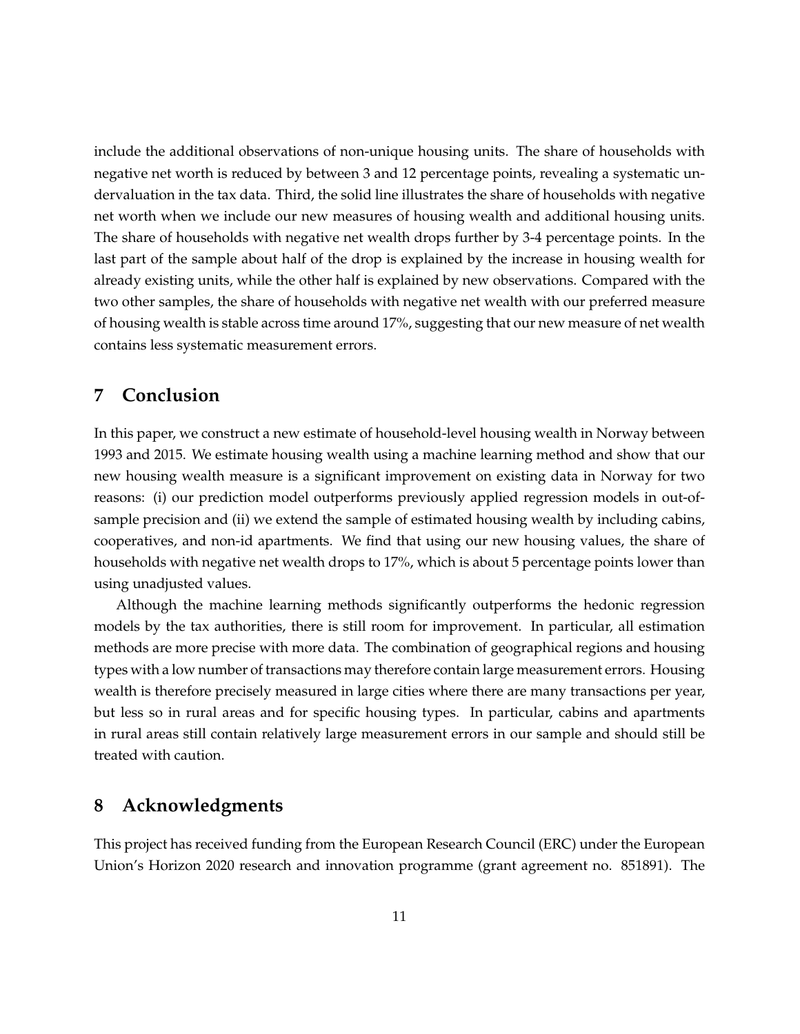include the additional observations of non-unique housing units. The share of households with negative net worth is reduced by between 3 and 12 percentage points, revealing a systematic undervaluation in the tax data. Third, the solid line illustrates the share of households with negative net worth when we include our new measures of housing wealth and additional housing units. The share of households with negative net wealth drops further by 3-4 percentage points. In the last part of the sample about half of the drop is explained by the increase in housing wealth for already existing units, while the other half is explained by new observations. Compared with the two other samples, the share of households with negative net wealth with our preferred measure of housing wealth is stable across time around 17%, suggesting that our new measure of net wealth contains less systematic measurement errors.

## 7 Conclusion

In this paper, we construct a new estimate of household-level housing wealth in Norway between 1993 and 2015. We estimate housing wealth using a machine learning method and show that our new housing wealth measure is a significant improvement on existing data in Norway for two reasons: (i) our prediction model outperforms previously applied regression models in out-of-sample precision and (ii) we extend the sample of estimated housing wealth by including cabins, cooperatives, and non-id apartments. We find that using our new housing values, the share of households with negative net wealth drops to 17%, which is about 5 percentage points lower than using unadjusted values.

Although the machine learning methods significantly outperforms the hedonic regression models by the tax authorities, there is still room for improvement. In particular, all estimation methods are more precise with more data. The combination of geographical regions and housing types with a low number of transactions may therefore contain large measurement errors. Housing wealth is therefore precisely measured in large cities where there are many transactions per year, but less so in rural areas and for specific housing types. In particular, cabins and apartments in rural areas still contain relatively large measurement errors in our sample and should still be treated with caution.

## 8 Acknowledgments

This project has received funding from the European Research Council (ERC) under the European Union's Horizon 2020 research and innovation programme (grant agreement no. 851891). The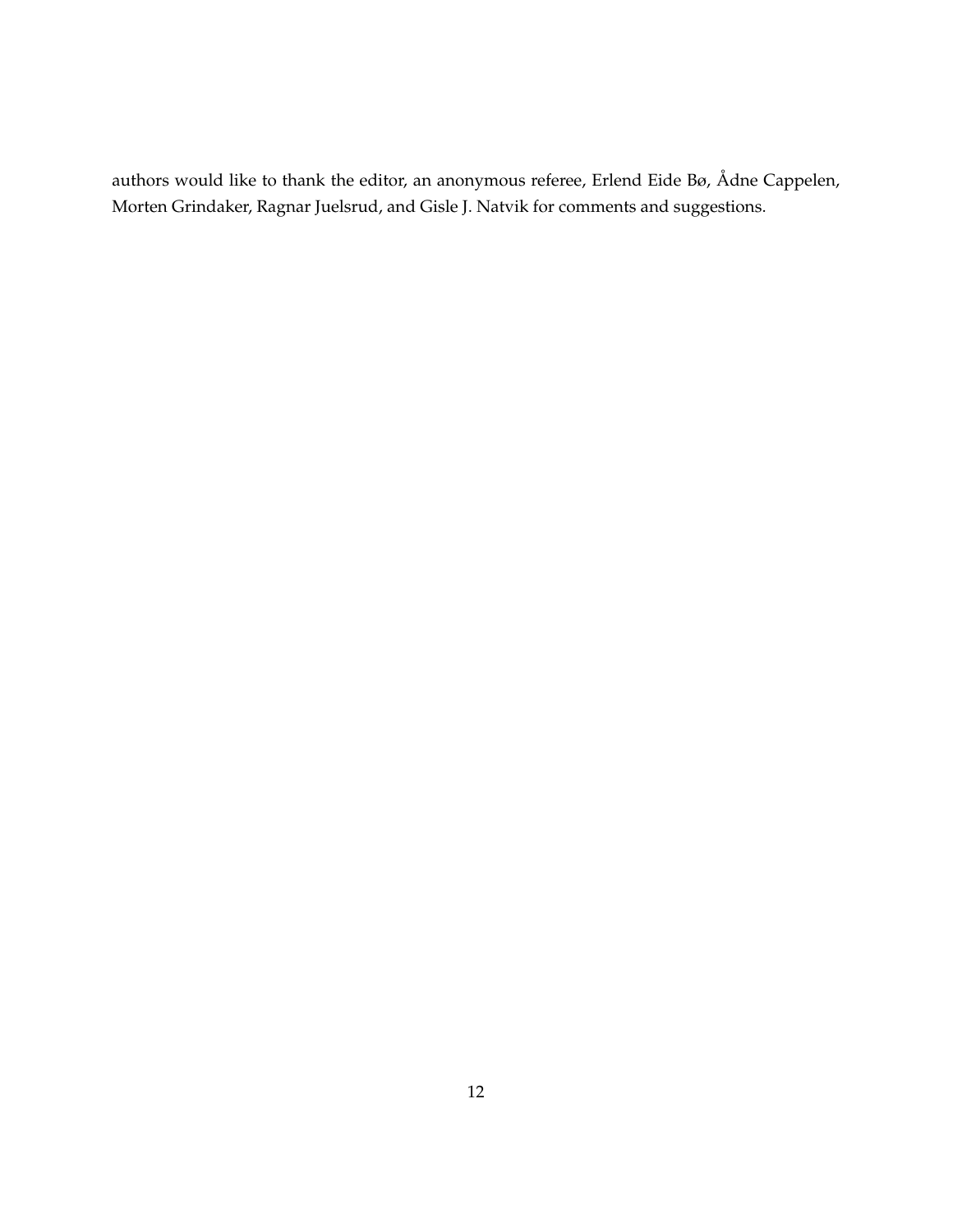authors would like to thank the editor, an anonymous referee, Erlend Eide Bø, Ådne Cappelen, Morten Grindaker, Ragnar Juelsrud, and Gisle J. Natvik for comments and suggestions.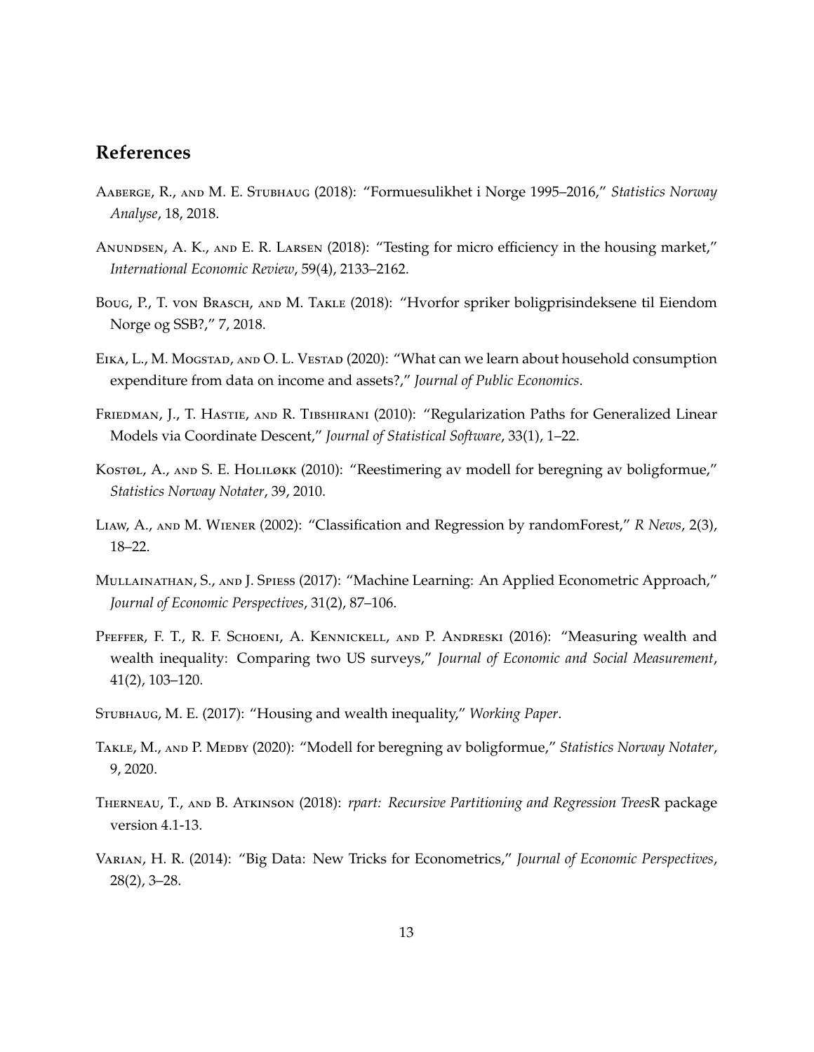## References

Aaberge, R., and M. E. Stubhaug (2018): "Formuesulikhet i Norge 1995–2016," *Statistics Norway Analyse*, 18, 2018.

Anundsen, A. K., and E. R. Larsen (2018): "Testing for micro efficiency in the housing market," *International Economic Review*, 59(4), 2133–2162.

Boug, P., T. von Brasch, and M. Takle (2018): "Hvorfor spriker boligprisindeksene til Eiendom Norge og SSB?," 7, 2018.

Eika, L., M. Mogstad, and O. L. Vestad (2020): "What can we learn about household consumption expenditure from data on income and assets?," *Journal of Public Economics*.

Friedman, J., T. Hastie, and R. Tibshirani (2010): "Regularization Paths for Generalized Linear Models via Coordinate Descent," *Journal of Statistical Software*, 33(1), 1–22.

Kostøl, A., and S. E. Holiløkk (2010): "Reestimering av modell for beregning av boligformue," *Statistics Norway Notater*, 39, 2010.

Liaw, A., and M. Wiener (2002): "Classification and Regression by randomForest," *R News*, 2(3), 18–22.

Mullainathan, S., and J. Spiess (2017): "Machine Learning: An Applied Econometric Approach," *Journal of Economic Perspectives*, 31(2), 87–106.

Pfeffer, F. T., R. F. Schoeni, A. Kennickell, and P. Andreski (2016): "Measuring wealth and wealth inequality: Comparing two US surveys," *Journal of Economic and Social Measurement*, 41(2), 103–120.

Stubhaug, M. E. (2017): "Housing and wealth inequality," *Working Paper*.

Takle, M., and P. Medby (2020): "Modell for beregning av boligformue," *Statistics Norway Notater*, 9, 2020.

Therneau, T., and B. Atkinson (2018): *rpart: Recursive Partitioning and Regression Trees*R package version 4.1-13.

Varian, H. R. (2014): "Big Data: New Tricks for Econometrics," *Journal of Economic Perspectives*, 28(2), 3–28.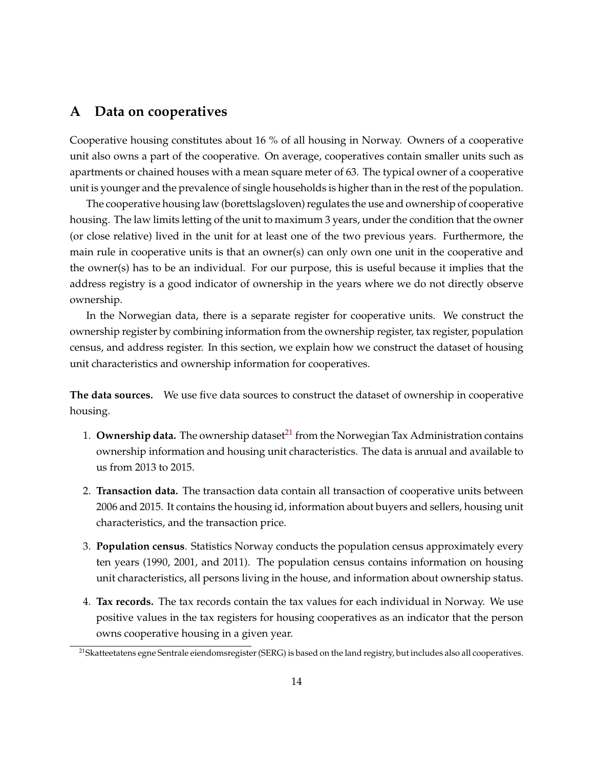## A Data on cooperatives

Cooperative housing constitutes about 16 % of all housing in Norway. Owners of a cooperative unit also owns a part of the cooperative. On average, cooperatives contain smaller units such as apartments or chained houses with a mean square meter of 63. The typical owner of a cooperative unit is younger and the prevalence of single households is higher than in the rest of the population.

The cooperative housing law (borettslagsloven) regulates the use and ownership of cooperative housing. The law limits letting of the unit to maximum 3 years, under the condition that the owner (or close relative) lived in the unit for at least one of the two previous years. Furthermore, the main rule in cooperative units is that an owner(s) can only own one unit in the cooperative and the owner(s) has to be an individual. For our purpose, this is useful because it implies that the address registry is a good indicator of ownership in the years where we do not directly observe ownership.

In the Norwegian data, there is a separate register for cooperative units. We construct the ownership register by combining information from the ownership register, tax register, population census, and address register. In this section, we explain how we construct the dataset of housing unit characteristics and ownership information for cooperatives.

**The data sources.** We use five data sources to construct the dataset of ownership in cooperative housing.

1. **Ownership data.** The ownership dataset[21] from the Norwegian Tax Administration contains ownership information and housing unit characteristics. The data is annual and available to us from 2013 to 2015.
2. **Transaction data.** The transaction data contain all transaction of cooperative units between 2006 and 2015. It contains the housing id, information about buyers and sellers, housing unit characteristics, and the transaction price.
3. **Population census**. Statistics Norway conducts the population census approximately every ten years (1990, 2001, and 2011). The population census contains information on housing unit characteristics, all persons living in the house, and information about ownership status.
4. **Tax records.** The tax records contain the tax values for each individual in Norway. We use positive values in the tax registers for housing cooperatives as an indicator that the person owns cooperative housing in a given year.

[21] Skatteetatens egne Sentrale eiendomsregister (SERG) is based on the land registry, but includes also all cooperatives.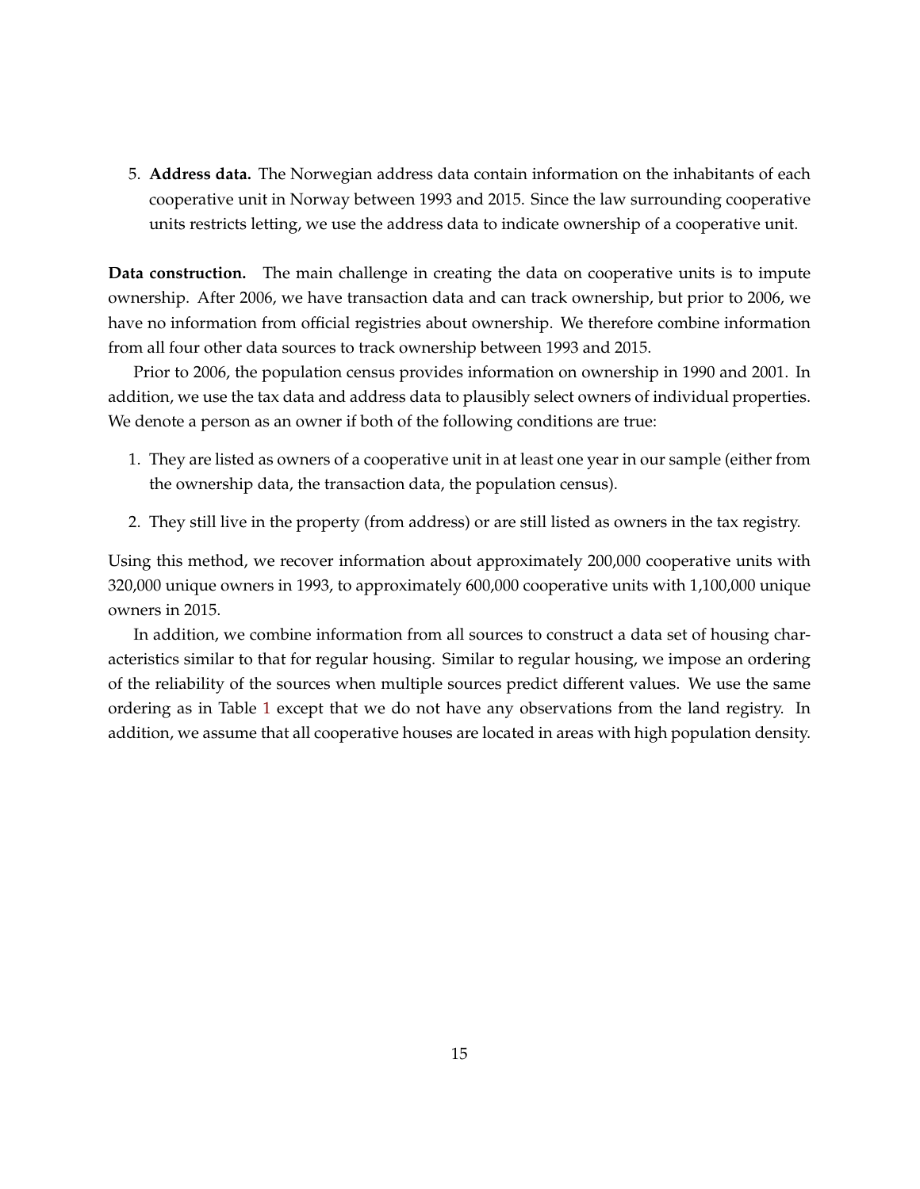5. **Address data.** The Norwegian address data contain information on the inhabitants of each cooperative unit in Norway between 1993 and 2015. Since the law surrounding cooperative units restricts letting, we use the address data to indicate ownership of a cooperative unit.

**Data construction.** The main challenge in creating the data on cooperative units is to impute ownership. After 2006, we have transaction data and can track ownership, but prior to 2006, we have no information from official registries about ownership. We therefore combine information from all four other data sources to track ownership between 1993 and 2015.

Prior to 2006, the population census provides information on ownership in 1990 and 2001. In addition, we use the tax data and address data to plausibly select owners of individual properties. We denote a person as an owner if both of the following conditions are true:

1. They are listed as owners of a cooperative unit in at least one year in our sample (either from the ownership data, the transaction data, the population census).
2. They still live in the property (from address) or are still listed as owners in the tax registry.

Using this method, we recover information about approximately 200,000 cooperative units with 320,000 unique owners in 1993, to approximately 600,000 cooperative units with 1,100,000 unique owners in 2015.

In addition, we combine information from all sources to construct a data set of housing characteristics similar to that for regular housing. Similar to regular housing, we impose an ordering of the reliability of the sources when multiple sources predict different values. We use the same ordering as in Table 1 except that we do not have any observations from the land registry. In addition, we assume that all cooperative houses are located in areas with high population density.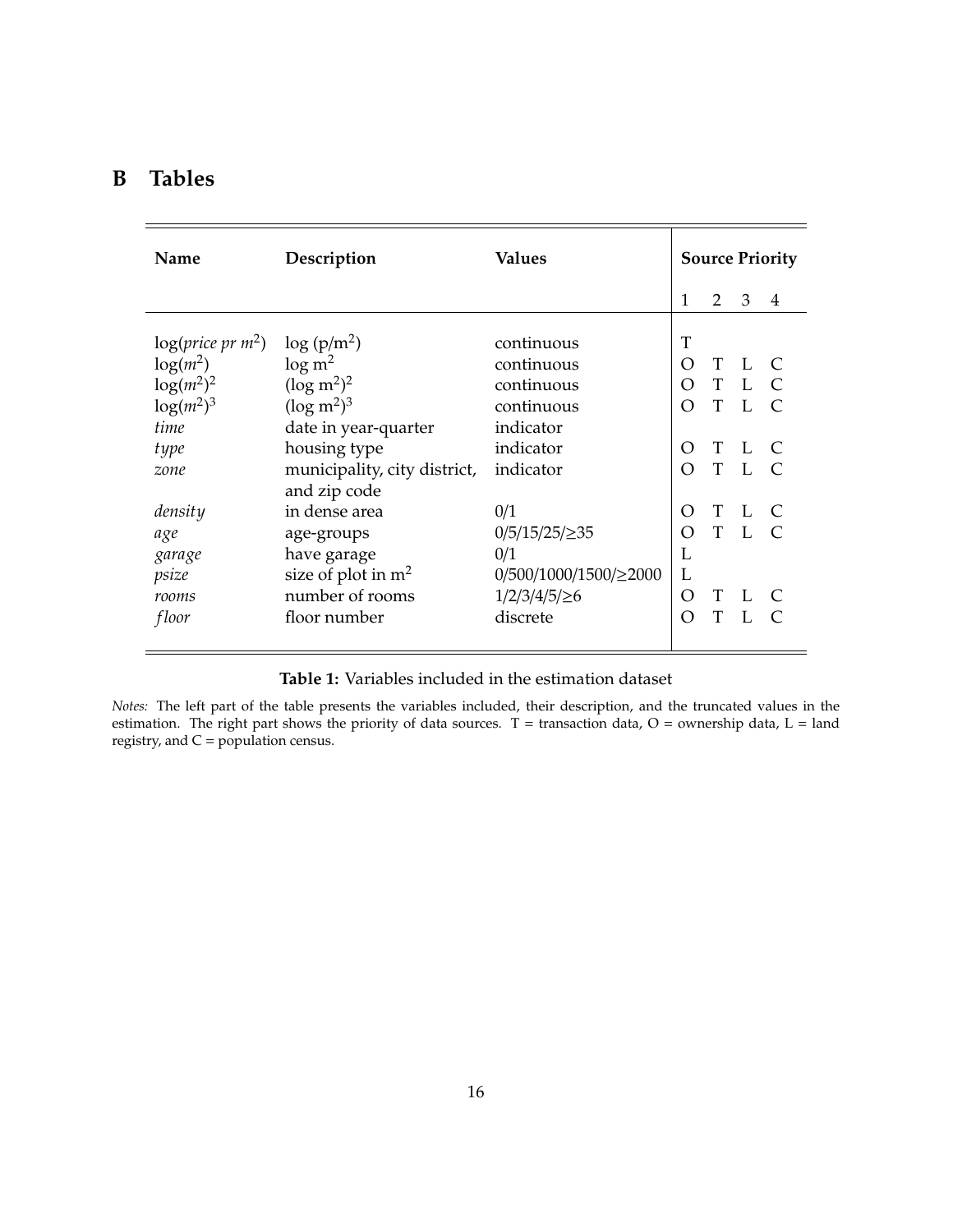# B Tables

| Name | Description | Values | Source Priority | | | |
|---|---|---|---|---|---|---|
| | | | 1 | 2 | 3 | 4 |
| $\log(\textit{price pr } m^2)$ | $\log$ (p/m$^2$) | continuous | T | | | |
| $\log(m^2)$ | $\log$ m$^2$ | continuous | O | T | L | C |
| $\log(m^2)^2$ | ($\log$ m$^2$)$^2$ | continuous | O | T | L | C |
| $\log(m^2)^3$ | ($\log$ m$^2$)$^3$ | continuous | O | T | L | C |
| *time* | date in year-quarter | indicator | | | | |
| *type* | housing type | indicator | O | T | L | C |
| *zone* | municipality, city district, and zip code | indicator | O | T | L | C |
| *density* | in dense area | 0/1 | O | T | L | C |
| *age* | age-groups | 0/5/15/25/≥35 | O | T | L | C |
| *garage* | have garage | 0/1 | L | | | |
| *psize* | size of plot in m$^2$ | 0/500/1000/1500/≥2000 | L | | | |
| *rooms* | number of rooms | 1/2/3/4/5/≥6 | O | T | L | C |
| *floor* | floor number | discrete | O | T | L | C |

**Table 1:** Variables included in the estimation dataset

*Notes:* The left part of the table presents the variables included, their description, and the truncated values in the estimation. The right part shows the priority of data sources. T = transaction data, O = ownership data, L = land registry, and C = population census.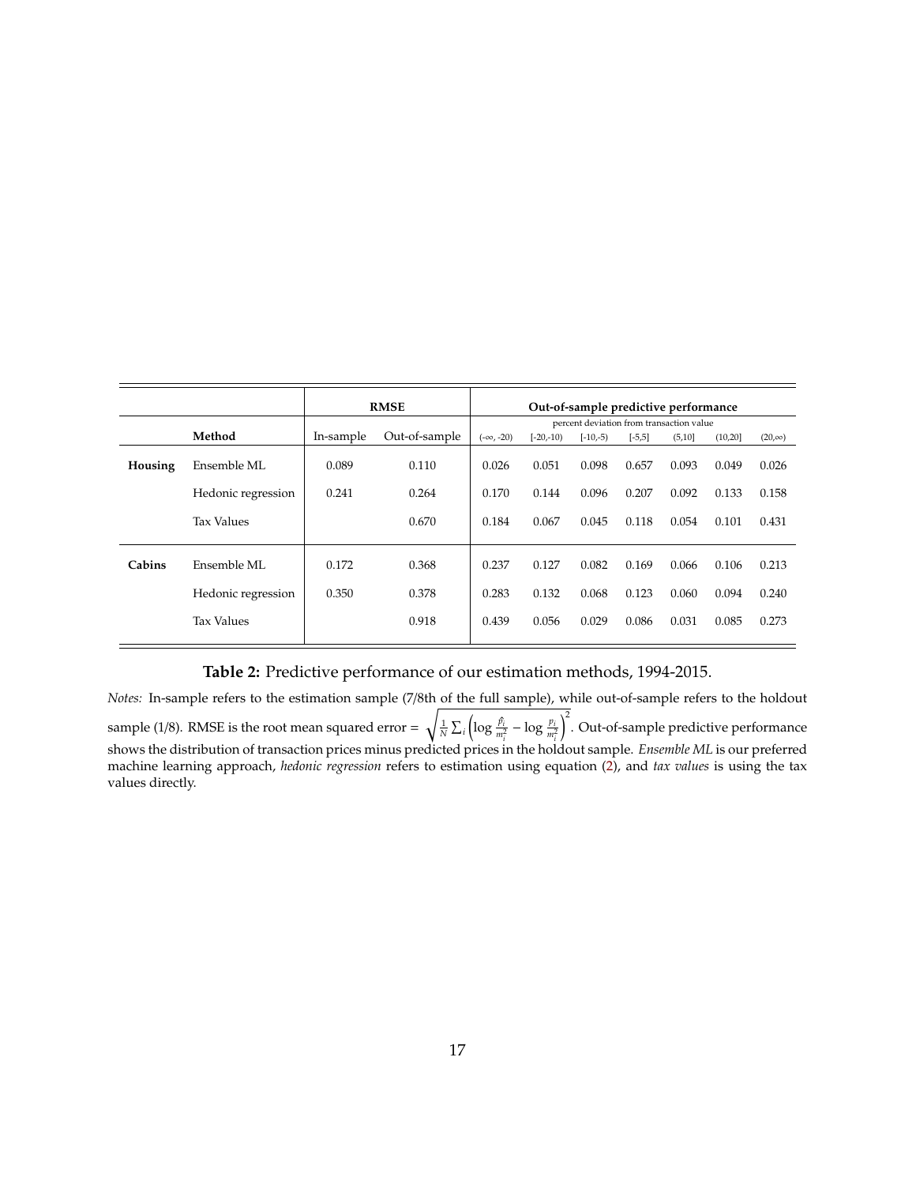| | | RMSE | | Out-of-sample predictive performance | | | | | | |
|---|---|---|---|---|---|---|---|---|---|---|
| | | | | percent deviation from transaction value | | | | | | |
| | **Method** | In-sample | Out-of-sample | $(-\infty, -20)$ | [-20,-10) | [-10,-5) | [-5,5] | (5,10] | (10,20] | $(20,\infty)$ |
| **Housing** | Ensemble ML | 0.089 | 0.110 | 0.026 | 0.051 | 0.098 | 0.657 | 0.093 | 0.049 | 0.026 |
| | Hedonic regression | 0.241 | 0.264 | 0.170 | 0.144 | 0.096 | 0.207 | 0.092 | 0.133 | 0.158 |
| | Tax Values | | 0.670 | 0.184 | 0.067 | 0.045 | 0.118 | 0.054 | 0.101 | 0.431 |
| **Cabins** | Ensemble ML | 0.172 | 0.368 | 0.237 | 0.127 | 0.082 | 0.169 | 0.066 | 0.106 | 0.213 |
| | Hedonic regression | 0.350 | 0.378 | 0.283 | 0.132 | 0.068 | 0.123 | 0.060 | 0.094 | 0.240 |
| | Tax Values | | 0.918 | 0.439 | 0.056 | 0.029 | 0.086 | 0.031 | 0.085 | 0.273 |

**Table 2:** Predictive performance of our estimation methods, 1994-2015.

*Notes:* In-sample refers to the estimation sample (7/8th of the full sample), while out-of-sample refers to the holdout sample (1/8). RMSE is the root mean squared error = $\sqrt{\frac{1}{N}\sum_i \left(\log \frac{\hat{p}_i}{m_i^2} - \log \frac{p_i}{m_i^2}\right)^2}$. Out-of-sample predictive performance shows the distribution of transaction prices minus predicted prices in the holdout sample. *Ensemble ML* is our preferred machine learning approach, *hedonic regression* refers to estimation using equation (2), and *tax values* is using the tax values directly.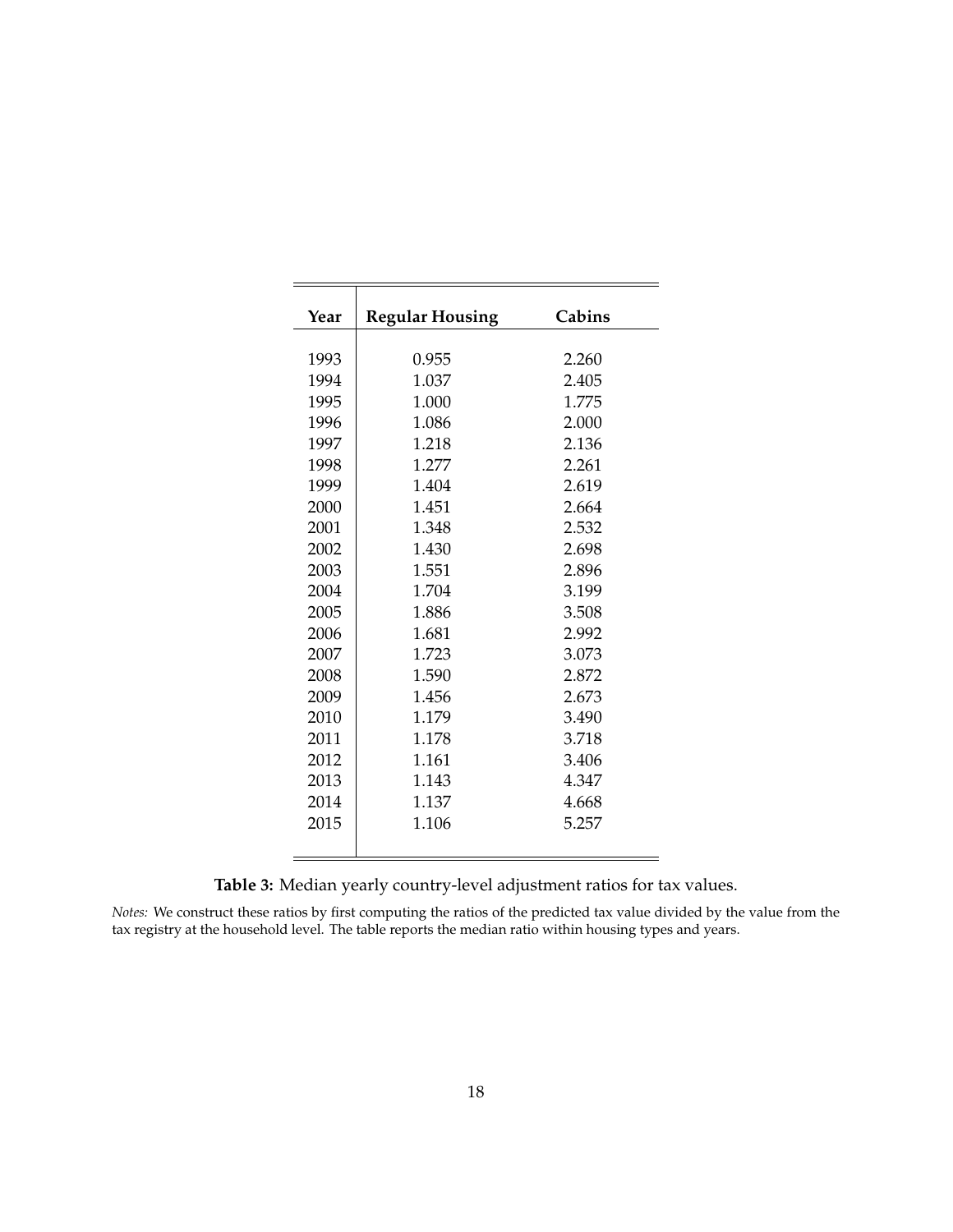| Year | Regular Housing | Cabins |
|---|---|---|
| 1993 | 0.955 | 2.260 |
| 1994 | 1.037 | 2.405 |
| 1995 | 1.000 | 1.775 |
| 1996 | 1.086 | 2.000 |
| 1997 | 1.218 | 2.136 |
| 1998 | 1.277 | 2.261 |
| 1999 | 1.404 | 2.619 |
| 2000 | 1.451 | 2.664 |
| 2001 | 1.348 | 2.532 |
| 2002 | 1.430 | 2.698 |
| 2003 | 1.551 | 2.896 |
| 2004 | 1.704 | 3.199 |
| 2005 | 1.886 | 3.508 |
| 2006 | 1.681 | 2.992 |
| 2007 | 1.723 | 3.073 |
| 2008 | 1.590 | 2.872 |
| 2009 | 1.456 | 2.673 |
| 2010 | 1.179 | 3.490 |
| 2011 | 1.178 | 3.718 |
| 2012 | 1.161 | 3.406 |
| 2013 | 1.143 | 4.347 |
| 2014 | 1.137 | 4.668 |
| 2015 | 1.106 | 5.257 |

**Table 3:** Median yearly country-level adjustment ratios for tax values.

*Notes:* We construct these ratios by first computing the ratios of the predicted tax value divided by the value from the tax registry at the household level. The table reports the median ratio within housing types and years.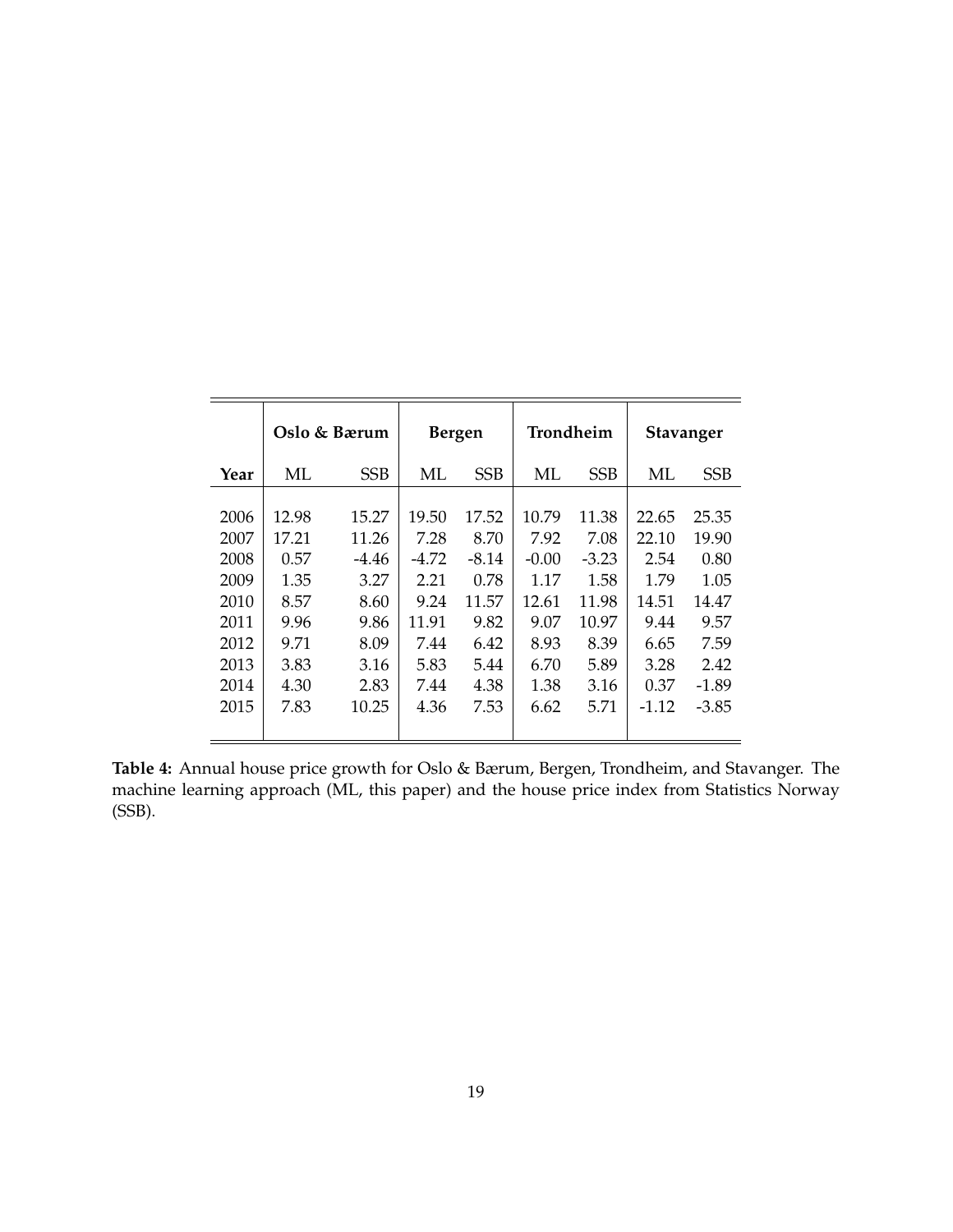| | Oslo & Bærum | | Bergen | | Trondheim | | Stavanger | |
|---|---|---|---|---|---|---|---|---|
| **Year** | ML | SSB | ML | SSB | ML | SSB | ML | SSB |
| 2006 | 12.98 | 15.27 | 19.50 | 17.52 | 10.79 | 11.38 | 22.65 | 25.35 |
| 2007 | 17.21 | 11.26 | 7.28 | 8.70 | 7.92 | 7.08 | 22.10 | 19.90 |
| 2008 | 0.57 | -4.46 | -4.72 | -8.14 | -0.00 | -3.23 | 2.54 | 0.80 |
| 2009 | 1.35 | 3.27 | 2.21 | 0.78 | 1.17 | 1.58 | 1.79 | 1.05 |
| 2010 | 8.57 | 8.60 | 9.24 | 11.57 | 12.61 | 11.98 | 14.51 | 14.47 |
| 2011 | 9.96 | 9.86 | 11.91 | 9.82 | 9.07 | 10.97 | 9.44 | 9.57 |
| 2012 | 9.71 | 8.09 | 7.44 | 6.42 | 8.93 | 8.39 | 6.65 | 7.59 |
| 2013 | 3.83 | 3.16 | 5.83 | 5.44 | 6.70 | 5.89 | 3.28 | 2.42 |
| 2014 | 4.30 | 2.83 | 7.44 | 4.38 | 1.38 | 3.16 | 0.37 | -1.89 |
| 2015 | 7.83 | 10.25 | 4.36 | 7.53 | 6.62 | 5.71 | -1.12 | -3.85 |

**Table 4:** Annual house price growth for Oslo & Bærum, Bergen, Trondheim, and Stavanger. The machine learning approach (ML, this paper) and the house price index from Statistics Norway (SSB).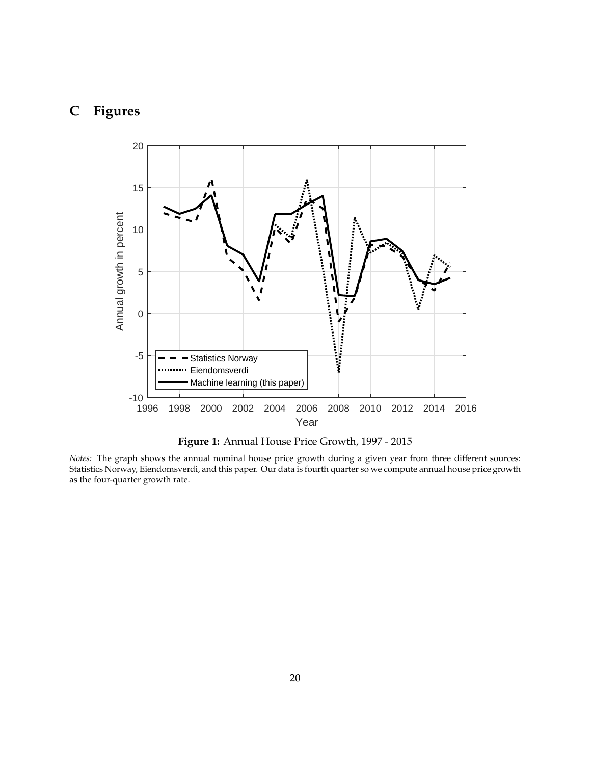# C Figures

**Figure 1:** Annual House Price Growth, 1997 - 2015

*Notes:* The graph shows the annual nominal house price growth during a given year from three different sources: Statistics Norway, Eiendomsverdi, and this paper. Our data is fourth quarter so we compute annual house price growth as the four-quarter growth rate.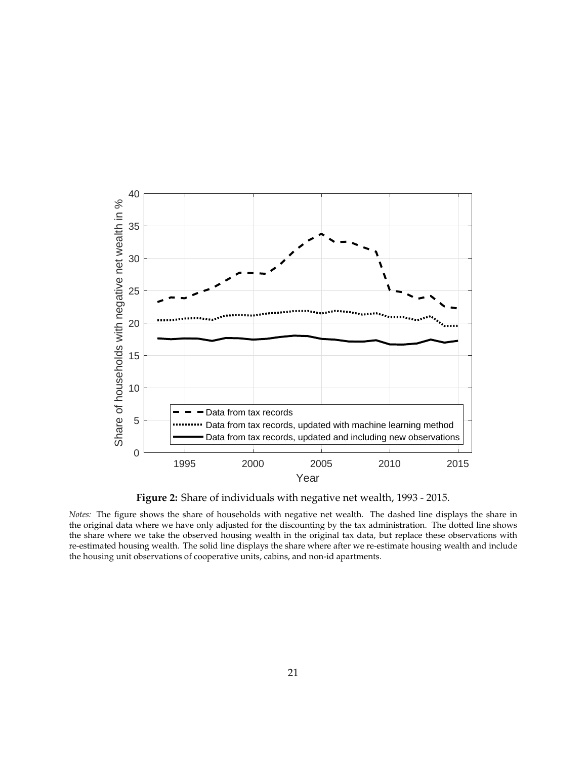Share of households with negative net wealth in %

40
35
30
25
20
15
10
5
0

1995
2000
2005
2010
2015

Year

Data from tax records
Data from tax records, updated with machine learning method
Data from tax records, updated and including new observations

**Figure 2:** Share of individuals with negative net wealth, 1993 - 2015.

*Notes:* The figure shows the share of households with negative net wealth. The dashed line displays the share in the original data where we have only adjusted for the discounting by the tax administration. The dotted line shows the share where we take the observed housing wealth in the original tax data, but replace these observations with re-estimated housing wealth. The solid line displays the share where after we re-estimate housing wealth and include the housing unit observations of cooperative units, cabins, and non-id apartments.